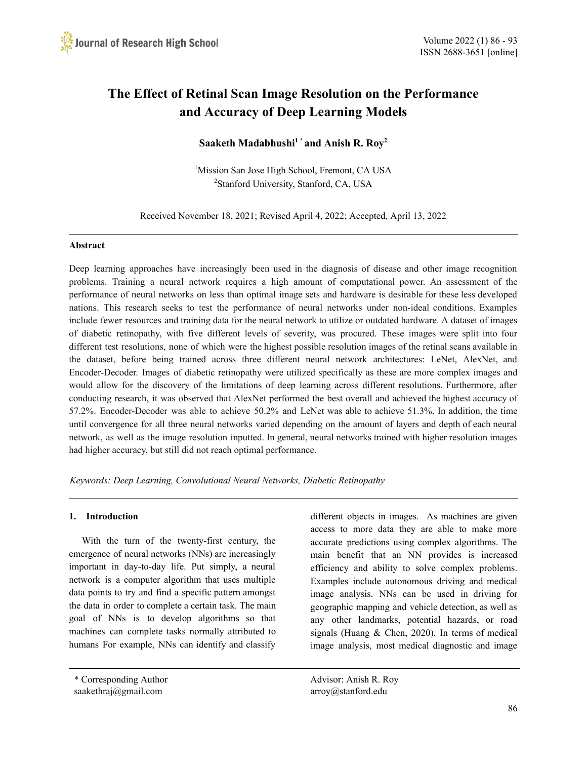# The Effect of Retinal Scan Image Resolution on the Performance and Accuracy of Deep Learning Models

**Saaketh Madabhushi[1 *] and Anish R. Roy[2]**

[1]Mission San Jose High School, Fremont, CA USA
[2]Stanford University, Stanford, CA, USA

Received November 18, 2021; Revised April 4, 2022; Accepted, April 13, 2022

---

## Abstract

Deep learning approaches have increasingly been used in the diagnosis of disease and other image recognition problems. Training a neural network requires a high amount of computational power. An assessment of the performance of neural networks on less than optimal image sets and hardware is desirable for these less developed nations. This research seeks to test the performance of neural networks under non-ideal conditions. Examples include fewer resources and training data for the neural network to utilize or outdated hardware. A dataset of images of diabetic retinopathy, with five different levels of severity, was procured. These images were split into four different test resolutions, none of which were the highest possible resolution images of the retinal scans available in the dataset, before being trained across three different neural network architectures: LeNet, AlexNet, and Encoder-Decoder. Images of diabetic retinopathy were utilized specifically as these are more complex images and would allow for the discovery of the limitations of deep learning across different resolutions. Furthermore, after conducting research, it was observed that AlexNet performed the best overall and achieved the highest accuracy of 57.2%. Encoder-Decoder was able to achieve 50.2% and LeNet was able to achieve 51.3%. In addition, the time until convergence for all three neural networks varied depending on the amount of layers and depth of each neural network, as well as the image resolution inputted. In general, neural networks trained with higher resolution images had higher accuracy, but still did not reach optimal performance.

*Keywords: Deep Learning, Convolutional Neural Networks, Diabetic Retinopathy*

---

## 1. Introduction

With the turn of the twenty-first century, the emergence of neural networks (NNs) are increasingly important in day-to-day life. Put simply, a neural network is a computer algorithm that uses multiple data points to try and find a specific pattern amongst the data in order to complete a certain task. The main goal of NNs is to develop algorithms so that machines can complete tasks normally attributed to humans For example, NNs can identify and classify different objects in images. As machines are given access to more data they are able to make more accurate predictions using complex algorithms. The main benefit that an NN provides is increased efficiency and ability to solve complex problems. Examples include autonomous driving and medical image analysis. NNs can be used in driving for geographic mapping and vehicle detection, as well as any other landmarks, potential hazards, or road signals (Huang & Chen, 2020). In terms of medical image analysis, most medical diagnostic and image

---

\* Corresponding Author
saakethraj@gmail.com

Advisor: Anish R. Roy
arroy@stanford.edu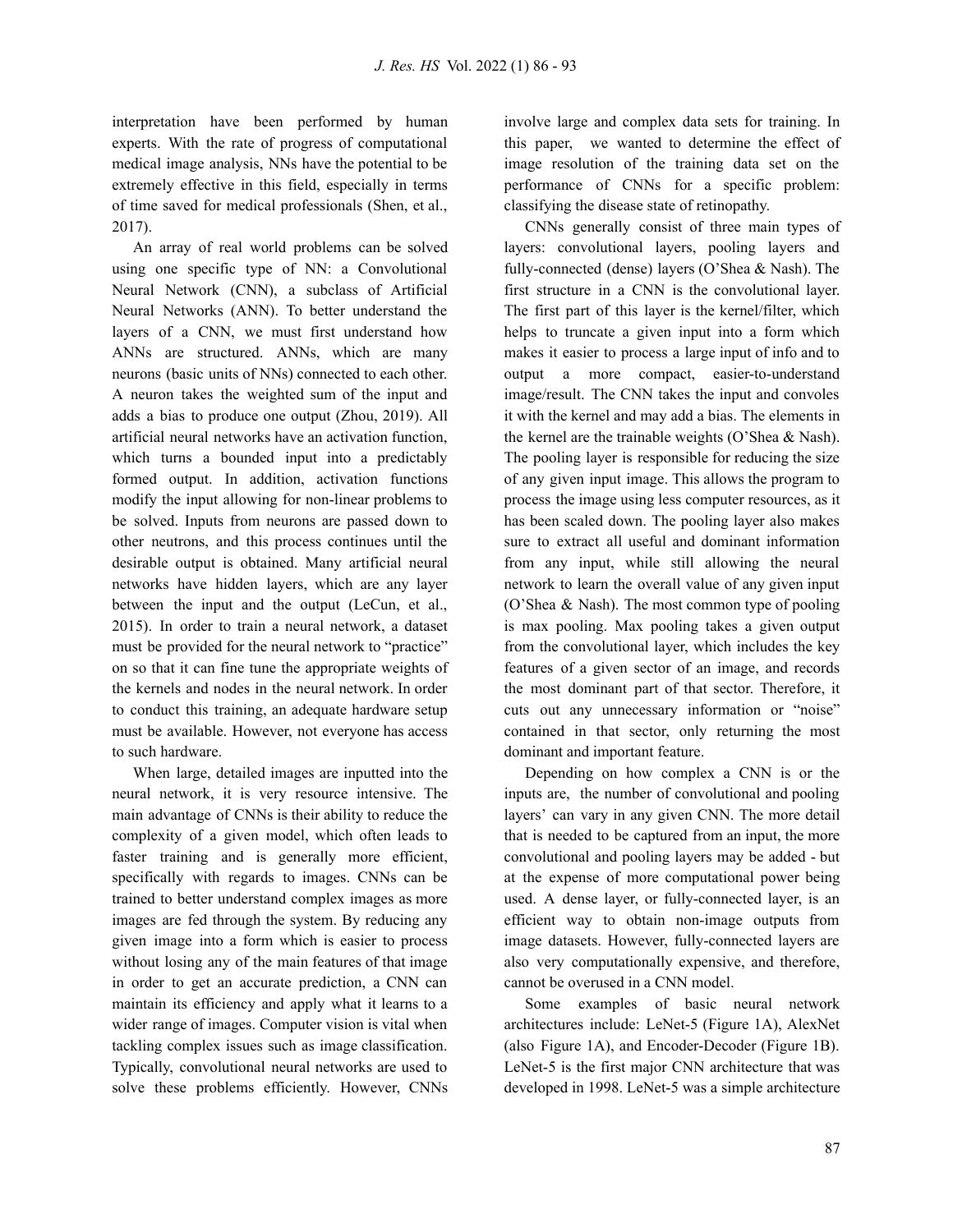interpretation have been performed by human experts. With the rate of progress of computational medical image analysis, NNs have the potential to be extremely effective in this field, especially in terms of time saved for medical professionals (Shen, et al., 2017).

An array of real world problems can be solved using one specific type of NN: a Convolutional Neural Network (CNN), a subclass of Artificial Neural Networks (ANN). To better understand the layers of a CNN, we must first understand how ANNs are structured. ANNs, which are many neurons (basic units of NNs) connected to each other. A neuron takes the weighted sum of the input and adds a bias to produce one output (Zhou, 2019). All artificial neural networks have an activation function, which turns a bounded input into a predictably formed output. In addition, activation functions modify the input allowing for non-linear problems to be solved. Inputs from neurons are passed down to other neutrons, and this process continues until the desirable output is obtained. Many artificial neural networks have hidden layers, which are any layer between the input and the output (LeCun, et al., 2015). In order to train a neural network, a dataset must be provided for the neural network to "practice" on so that it can fine tune the appropriate weights of the kernels and nodes in the neural network. In order to conduct this training, an adequate hardware setup must be available. However, not everyone has access to such hardware.

When large, detailed images are inputted into the neural network, it is very resource intensive. The main advantage of CNNs is their ability to reduce the complexity of a given model, which often leads to faster training and is generally more efficient, specifically with regards to images. CNNs can be trained to better understand complex images as more images are fed through the system. By reducing any given image into a form which is easier to process without losing any of the main features of that image in order to get an accurate prediction, a CNN can maintain its efficiency and apply what it learns to a wider range of images. Computer vision is vital when tackling complex issues such as image classification. Typically, convolutional neural networks are used to solve these problems efficiently. However, CNNs involve large and complex data sets for training. In this paper, we wanted to determine the effect of image resolution of the training data set on the performance of CNNs for a specific problem: classifying the disease state of retinopathy.

CNNs generally consist of three main types of layers: convolutional layers, pooling layers and fully-connected (dense) layers (O'Shea & Nash). The first structure in a CNN is the convolutional layer. The first part of this layer is the kernel/filter, which helps to truncate a given input into a form which makes it easier to process a large input of info and to output a more compact, easier-to-understand image/result. The CNN takes the input and convoles it with the kernel and may add a bias. The elements in the kernel are the trainable weights (O'Shea & Nash). The pooling layer is responsible for reducing the size of any given input image. This allows the program to process the image using less computer resources, as it has been scaled down. The pooling layer also makes sure to extract all useful and dominant information from any input, while still allowing the neural network to learn the overall value of any given input (O'Shea & Nash). The most common type of pooling is max pooling. Max pooling takes a given output from the convolutional layer, which includes the key features of a given sector of an image, and records the most dominant part of that sector. Therefore, it cuts out any unnecessary information or "noise" contained in that sector, only returning the most dominant and important feature.

Depending on how complex a CNN is or the inputs are, the number of convolutional and pooling layers' can vary in any given CNN. The more detail that is needed to be captured from an input, the more convolutional and pooling layers may be added - but at the expense of more computational power being used. A dense layer, or fully-connected layer, is an efficient way to obtain non-image outputs from image datasets. However, fully-connected layers are also very computationally expensive, and therefore, cannot be overused in a CNN model.

Some examples of basic neural network architectures include: LeNet-5 (Figure 1A), AlexNet (also Figure 1A), and Encoder-Decoder (Figure 1B). LeNet-5 is the first major CNN architecture that was developed in 1998. LeNet-5 was a simple architecture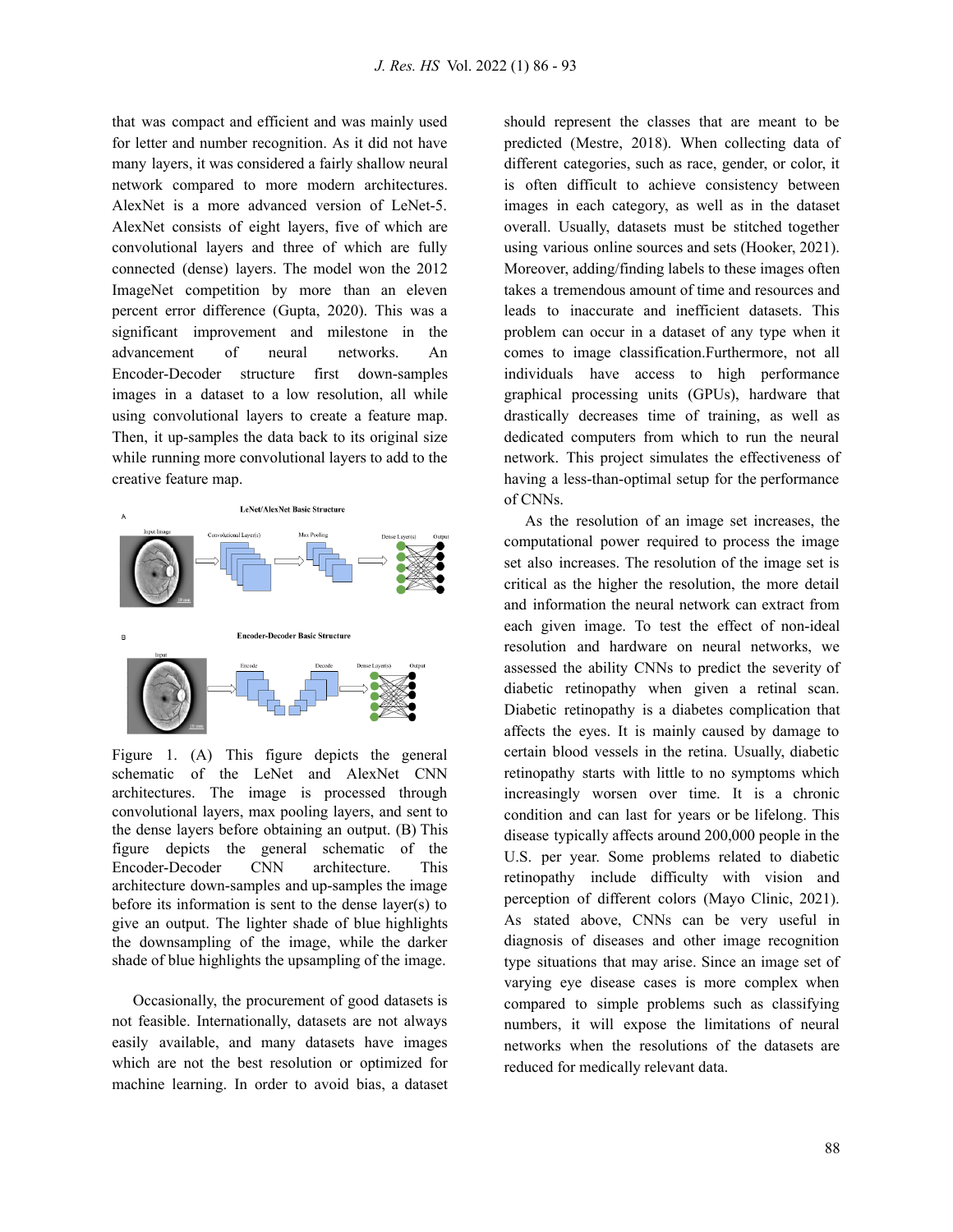that was compact and efficient and was mainly used for letter and number recognition. As it did not have many layers, it was considered a fairly shallow neural network compared to more modern architectures. AlexNet is a more advanced version of LeNet-5. AlexNet consists of eight layers, five of which are convolutional layers and three of which are fully connected (dense) layers. The model won the 2012 ImageNet competition by more than an eleven percent error difference (Gupta, 2020). This was a significant improvement and milestone in the advancement of neural networks. An Encoder-Decoder structure first down-samples images in a dataset to a low resolution, all while using convolutional layers to create a feature map. Then, it up-samples the data back to its original size while running more convolutional layers to add to the creative feature map.

Figure 1. (A) This figure depicts the general schematic of the LeNet and AlexNet CNN architectures. The image is processed through convolutional layers, max pooling layers, and sent to the dense layers before obtaining an output. (B) This figure depicts the general schematic of the Encoder-Decoder CNN architecture. This architecture down-samples and up-samples the image before its information is sent to the dense layer(s) to give an output. The lighter shade of blue highlights the downsampling of the image, while the darker shade of blue highlights the upsampling of the image.

Occasionally, the procurement of good datasets is not feasible. Internationally, datasets are not always easily available, and many datasets have images which are not the best resolution or optimized for machine learning. In order to avoid bias, a dataset should represent the classes that are meant to be predicted (Mestre, 2018). When collecting data of different categories, such as race, gender, or color, it is often difficult to achieve consistency between images in each category, as well as in the dataset overall. Usually, datasets must be stitched together using various online sources and sets (Hooker, 2021). Moreover, adding/finding labels to these images often takes a tremendous amount of time and resources and leads to inaccurate and inefficient datasets. This problem can occur in a dataset of any type when it comes to image classification.Furthermore, not all individuals have access to high performance graphical processing units (GPUs), hardware that drastically decreases time of training, as well as dedicated computers from which to run the neural network. This project simulates the effectiveness of having a less-than-optimal setup for the performance of CNNs.

As the resolution of an image set increases, the computational power required to process the image set also increases. The resolution of the image set is critical as the higher the resolution, the more detail and information the neural network can extract from each given image. To test the effect of non-ideal resolution and hardware on neural networks, we assessed the ability CNNs to predict the severity of diabetic retinopathy when given a retinal scan. Diabetic retinopathy is a diabetes complication that affects the eyes. It is mainly caused by damage to certain blood vessels in the retina. Usually, diabetic retinopathy starts with little to no symptoms which increasingly worsen over time. It is a chronic condition and can last for years or be lifelong. This disease typically affects around 200,000 people in the U.S. per year. Some problems related to diabetic retinopathy include difficulty with vision and perception of different colors (Mayo Clinic, 2021). As stated above, CNNs can be very useful in diagnosis of diseases and other image recognition type situations that may arise. Since an image set of varying eye disease cases is more complex when compared to simple problems such as classifying numbers, it will expose the limitations of neural networks when the resolutions of the datasets are reduced for medically relevant data.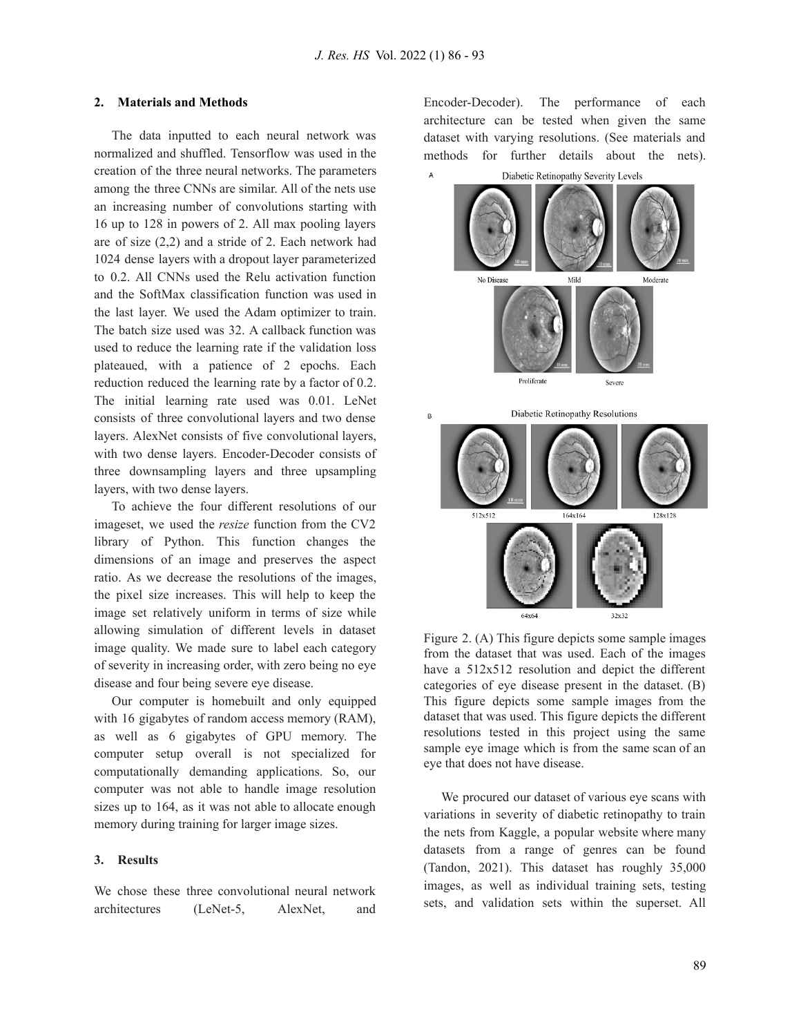## 2. Materials and Methods

The data inputted to each neural network was normalized and shuffled. Tensorflow was used in the creation of the three neural networks. The parameters among the three CNNs are similar. All of the nets use an increasing number of convolutions starting with 16 up to 128 in powers of 2. All max pooling layers are of size (2,2) and a stride of 2. Each network had 1024 dense layers with a dropout layer parameterized to 0.2. All CNNs used the Relu activation function and the SoftMax classification function was used in the last layer. We used the Adam optimizer to train. The batch size used was 32. A callback function was used to reduce the learning rate if the validation loss plateaued, with a patience of 2 epochs. Each reduction reduced the learning rate by a factor of 0.2. The initial learning rate used was 0.01. LeNet consists of three convolutional layers and two dense layers. AlexNet consists of five convolutional layers, with two dense layers. Encoder-Decoder consists of three downsampling layers and three upsampling layers, with two dense layers.

To achieve the four different resolutions of our imageset, we used the *resize* function from the CV2 library of Python. This function changes the dimensions of an image and preserves the aspect ratio. As we decrease the resolutions of the images, the pixel size increases. This will help to keep the image set relatively uniform in terms of size while allowing simulation of different levels in dataset image quality. We made sure to label each category of severity in increasing order, with zero being no eye disease and four being severe eye disease.

Our computer is homebuilt and only equipped with 16 gigabytes of random access memory (RAM), as well as 6 gigabytes of GPU memory. The computer setup overall is not specialized for computationally demanding applications. So, our computer was not able to handle image resolution sizes up to 164, as it was not able to allocate enough memory during training for larger image sizes.

## 3. Results

We chose these three convolutional neural network architectures (LeNet-5, AlexNet, and Encoder-Decoder). The performance of each architecture can be tested when given the same dataset with varying resolutions. (See materials and methods for further details about the nets).

Figure 2. (A) This figure depicts some sample images from the dataset that was used. Each of the images have a 512x512 resolution and depict the different categories of eye disease present in the dataset. (B) This figure depicts some sample images from the dataset that was used. This figure depicts the different resolutions tested in this project using the same sample eye image which is from the same scan of an eye that does not have disease.

We procured our dataset of various eye scans with variations in severity of diabetic retinopathy to train the nets from Kaggle, a popular website where many datasets from a range of genres can be found (Tandon, 2021). This dataset has roughly 35,000 images, as well as individual training sets, testing sets, and validation sets within the superset. All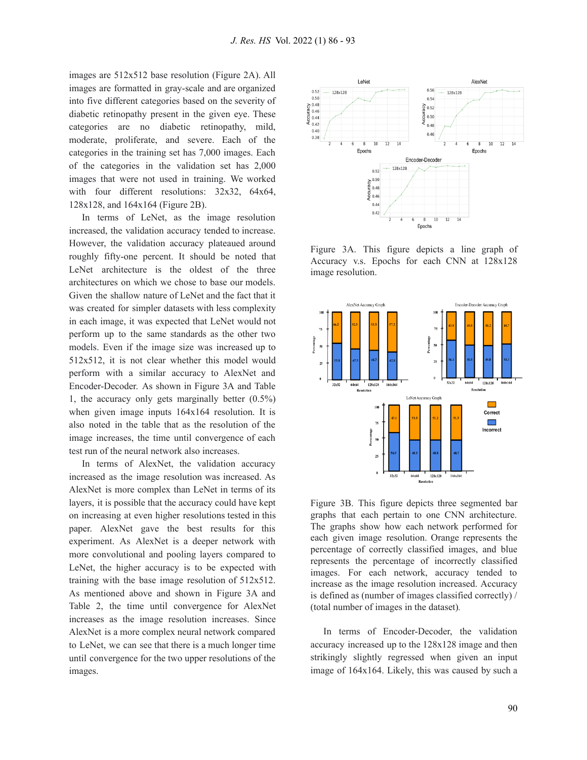images are 512x512 base resolution (Figure 2A). All images are formatted in gray-scale and are organized into five different categories based on the severity of diabetic retinopathy present in the given eye. These categories are no diabetic retinopathy, mild, moderate, proliferate, and severe. Each of the categories in the training set has 7,000 images. Each of the categories in the validation set has 2,000 images that were not used in training. We worked with four different resolutions: 32x32, 64x64, 128x128, and 164x164 (Figure 2B).

In terms of LeNet, as the image resolution increased, the validation accuracy tended to increase. However, the validation accuracy plateaued around roughly fifty-one percent. It should be noted that LeNet architecture is the oldest of the three architectures on which we chose to base our models. Given the shallow nature of LeNet and the fact that it was created for simpler datasets with less complexity in each image, it was expected that LeNet would not perform up to the same standards as the other two models. Even if the image size was increased up to 512x512, it is not clear whether this model would perform with a similar accuracy to AlexNet and Encoder-Decoder. As shown in Figure 3A and Table 1, the accuracy only gets marginally better (0.5%) when given image inputs 164x164 resolution. It is also noted in the table that as the resolution of the image increases, the time until convergence of each test run of the neural network also increases.

In terms of AlexNet, the validation accuracy increased as the image resolution was increased. As AlexNet is more complex than LeNet in terms of its layers, it is possible that the accuracy could have kept on increasing at even higher resolutions tested in this paper. AlexNet gave the best results for this experiment. As AlexNet is a deeper network with more convolutional and pooling layers compared to LeNet, the higher accuracy is to be expected with training with the base image resolution of 512x512. As mentioned above and shown in Figure 3A and Table 2, the time until convergence for AlexNet increases as the image resolution increases. Since AlexNet is a more complex neural network compared to LeNet, we can see that there is a much longer time until convergence for the two upper resolutions of the images.

Figure 3A. This figure depicts a line graph of Accuracy v.s. Epochs for each CNN at 128x128 image resolution.

Figure 3B. This figure depicts three segmented bar graphs that each pertain to one CNN architecture. The graphs show how each network performed for each given image resolution. Orange represents the percentage of correctly classified images, and blue represents the percentage of incorrectly classified images. For each network, accuracy tended to increase as the image resolution increased. Accuracy is defined as (number of images classified correctly) / (total number of images in the dataset).

In terms of Encoder-Decoder, the validation accuracy increased up to the 128x128 image and then strikingly slightly regressed when given an input image of 164x164. Likely, this was caused by such a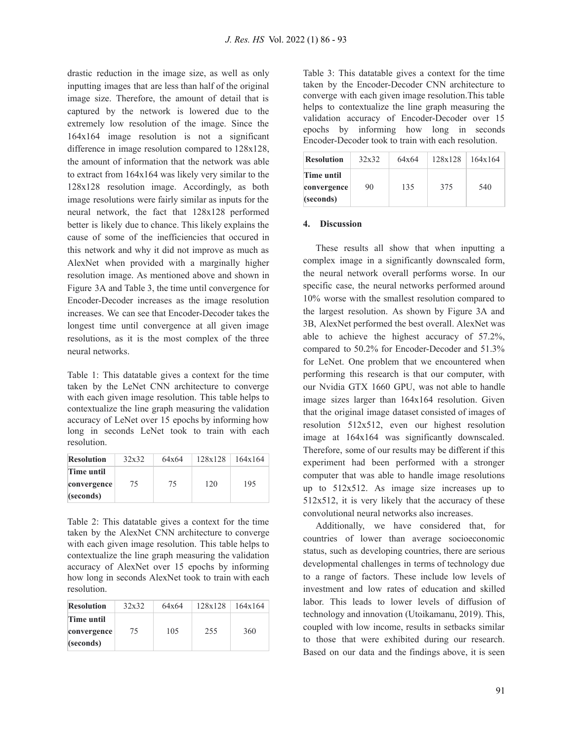drastic reduction in the image size, as well as only inputting images that are less than half of the original image size. Therefore, the amount of detail that is captured by the network is lowered due to the extremely low resolution of the image. Since the 164x164 image resolution is not a significant difference in image resolution compared to 128x128, the amount of information that the network was able to extract from 164x164 was likely very similar to the 128x128 resolution image. Accordingly, as both image resolutions were fairly similar as inputs for the neural network, the fact that 128x128 performed better is likely due to chance. This likely explains the cause of some of the inefficiencies that occured in this network and why it did not improve as much as AlexNet when provided with a marginally higher resolution image. As mentioned above and shown in Figure 3A and Table 3, the time until convergence for Encoder-Decoder increases as the image resolution increases. We can see that Encoder-Decoder takes the longest time until convergence at all given image resolutions, as it is the most complex of the three neural networks.

Table 1: This datatable gives a context for the time taken by the LeNet CNN architecture to converge with each given image resolution. This table helps to contextualize the line graph measuring the validation accuracy of LeNet over 15 epochs by informing how long in seconds LeNet took to train with each resolution.

| Resolution | 32x32 | 64x64 | 128x128 | 164x164 |
|---|---|---|---|---|
| Time until convergence (seconds) | 75 | 75 | 120 | 195 |

Table 2: This datatable gives a context for the time taken by the AlexNet CNN architecture to converge with each given image resolution. This table helps to contextualize the line graph measuring the validation accuracy of AlexNet over 15 epochs by informing how long in seconds AlexNet took to train with each resolution.

| Resolution | 32x32 | 64x64 | 128x128 | 164x164 |
|---|---|---|---|---|
| Time until convergence (seconds) | 75 | 105 | 255 | 360 |

Table 3: This datatable gives a context for the time taken by the Encoder-Decoder CNN architecture to converge with each given image resolution.This table helps to contextualize the line graph measuring the validation accuracy of Encoder-Decoder over 15 epochs by informing how long in seconds Encoder-Decoder took to train with each resolution.

| Resolution | 32x32 | 64x64 | 128x128 | 164x164 |
|---|---|---|---|---|
| Time until convergence (seconds) | 90 | 135 | 375 | 540 |

## 4. Discussion

These results all show that when inputting a complex image in a significantly downscaled form, the neural network overall performs worse. In our specific case, the neural networks performed around 10% worse with the smallest resolution compared to the largest resolution. As shown by Figure 3A and 3B, AlexNet performed the best overall. AlexNet was able to achieve the highest accuracy of 57.2%, compared to 50.2% for Encoder-Decoder and 51.3% for LeNet. One problem that we encountered when performing this research is that our computer, with our Nvidia GTX 1660 GPU, was not able to handle image sizes larger than 164x164 resolution. Given that the original image dataset consisted of images of resolution 512x512, even our highest resolution image at 164x164 was significantly downscaled. Therefore, some of our results may be different if this experiment had been performed with a stronger computer that was able to handle image resolutions up to 512x512. As image size increases up to 512x512, it is very likely that the accuracy of these convolutional neural networks also increases.

Additionally, we have considered that, for countries of lower than average socioeconomic status, such as developing countries, there are serious developmental challenges in terms of technology due to a range of factors. These include low levels of investment and low rates of education and skilled labor. This leads to lower levels of diffusion of technology and innovation (Utoikamanu, 2019). This, coupled with low income, results in setbacks similar to those that were exhibited during our research. Based on our data and the findings above, it is seen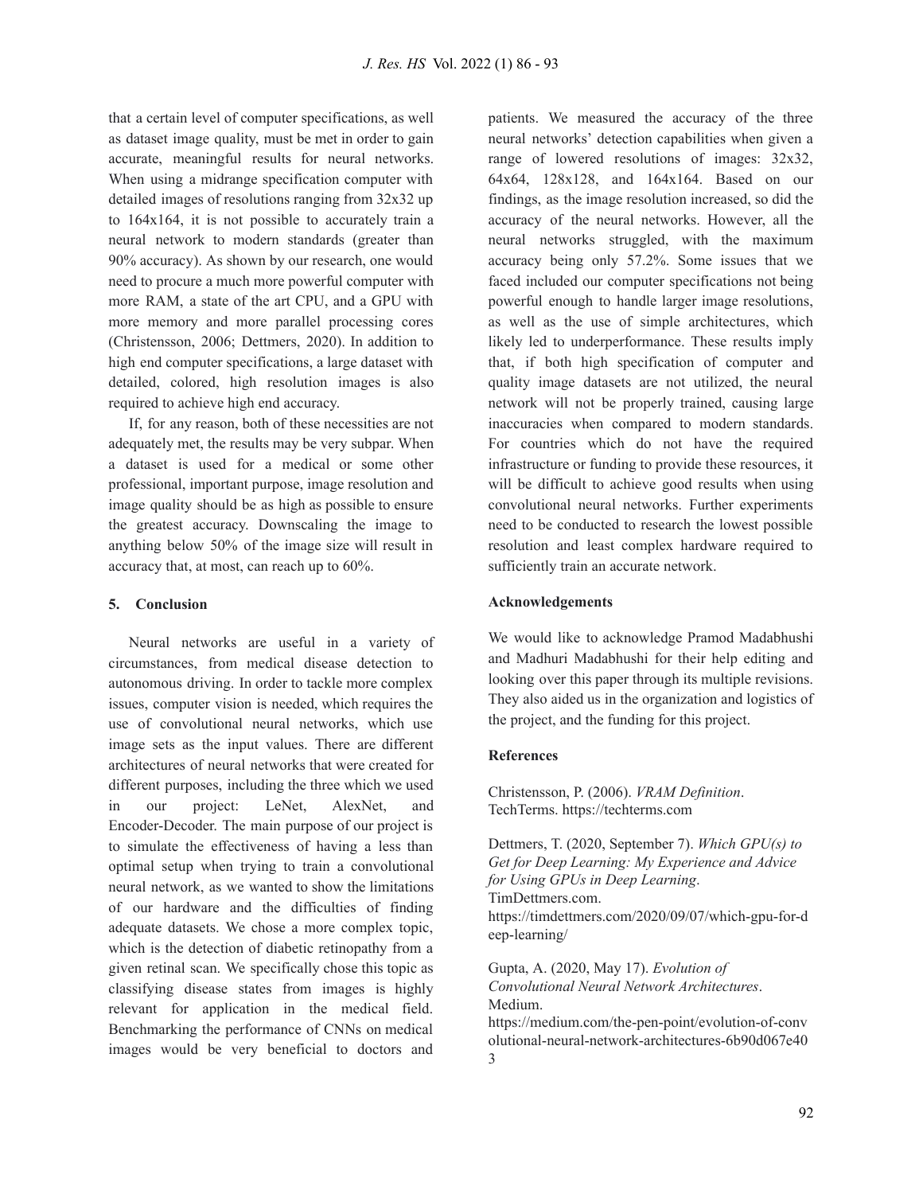that a certain level of computer specifications, as well as dataset image quality, must be met in order to gain accurate, meaningful results for neural networks. When using a midrange specification computer with detailed images of resolutions ranging from 32x32 up to 164x164, it is not possible to accurately train a neural network to modern standards (greater than 90% accuracy). As shown by our research, one would need to procure a much more powerful computer with more RAM, a state of the art CPU, and a GPU with more memory and more parallel processing cores (Christensson, 2006; Dettmers, 2020). In addition to high end computer specifications, a large dataset with detailed, colored, high resolution images is also required to achieve high end accuracy.

If, for any reason, both of these necessities are not adequately met, the results may be very subpar. When a dataset is used for a medical or some other professional, important purpose, image resolution and image quality should be as high as possible to ensure the greatest accuracy. Downscaling the image to anything below 50% of the image size will result in accuracy that, at most, can reach up to 60%.

## 5. Conclusion

Neural networks are useful in a variety of circumstances, from medical disease detection to autonomous driving. In order to tackle more complex issues, computer vision is needed, which requires the use of convolutional neural networks, which use image sets as the input values. There are different architectures of neural networks that were created for different purposes, including the three which we used in our project: LeNet, AlexNet, and Encoder-Decoder. The main purpose of our project is to simulate the effectiveness of having a less than optimal setup when trying to train a convolutional neural network, as we wanted to show the limitations of our hardware and the difficulties of finding adequate datasets. We chose a more complex topic, which is the detection of diabetic retinopathy from a given retinal scan. We specifically chose this topic as classifying disease states from images is highly relevant for application in the medical field. Benchmarking the performance of CNNs on medical images would be very beneficial to doctors and patients. We measured the accuracy of the three neural networks' detection capabilities when given a range of lowered resolutions of images: 32x32, 64x64, 128x128, and 164x164. Based on our findings, as the image resolution increased, so did the accuracy of the neural networks. However, all the neural networks struggled, with the maximum accuracy being only 57.2%. Some issues that we faced included our computer specifications not being powerful enough to handle larger image resolutions, as well as the use of simple architectures, which likely led to underperformance. These results imply that, if both high specification of computer and quality image datasets are not utilized, the neural network will not be properly trained, causing large inaccuracies when compared to modern standards. For countries which do not have the required infrastructure or funding to provide these resources, it will be difficult to achieve good results when using convolutional neural networks. Further experiments need to be conducted to research the lowest possible resolution and least complex hardware required to sufficiently train an accurate network.

## Acknowledgements

We would like to acknowledge Pramod Madabhushi and Madhuri Madabhushi for their help editing and looking over this paper through its multiple revisions. They also aided us in the organization and logistics of the project, and the funding for this project.

## References

Christensson, P. (2006). *VRAM Definition*. TechTerms. https://techterms.com

Dettmers, T. (2020, September 7). *Which GPU(s) to Get for Deep Learning: My Experience and Advice for Using GPUs in Deep Learning*. TimDettmers.com. https://timdettmers.com/2020/09/07/which-gpu-for-deep-learning/

Gupta, A. (2020, May 17). *Evolution of Convolutional Neural Network Architectures*. Medium. https://medium.com/the-pen-point/evolution-of-convolutional-neural-network-architectures-6b90d067e403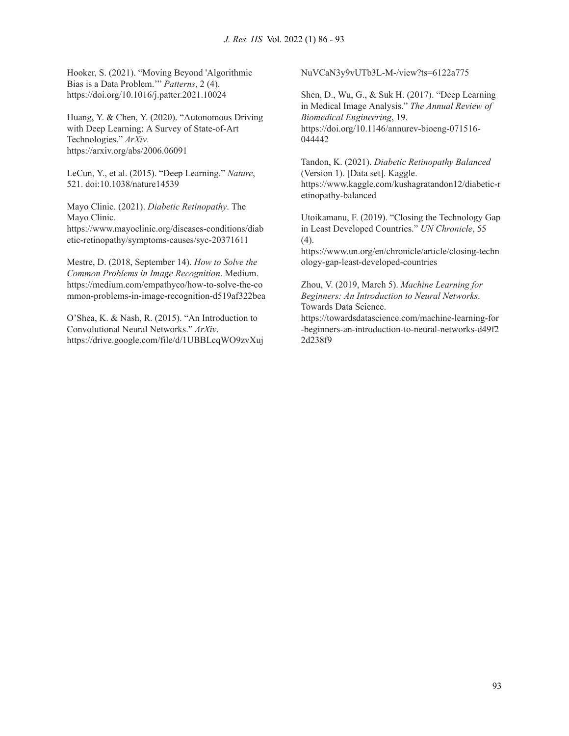Hooker, S. (2021). "Moving Beyond 'Algorithmic Bias is a Data Problem.'" *Patterns*, 2 (4). https://doi.org/10.1016/j.patter.2021.10024

Huang, Y. & Chen, Y. (2020). "Autonomous Driving with Deep Learning: A Survey of State-of-Art Technologies." *ArXiv*. https://arxiv.org/abs/2006.06091

LeCun, Y., et al. (2015). "Deep Learning." *Nature*, 521. doi:10.1038/nature14539

Mayo Clinic. (2021). *Diabetic Retinopathy*. The Mayo Clinic. https://www.mayoclinic.org/diseases-conditions/diabetic-retinopathy/symptoms-causes/syc-20371611

Mestre, D. (2018, September 14). *How to Solve the Common Problems in Image Recognition*. Medium. https://medium.com/empathyco/how-to-solve-the-common-problems-in-image-recognition-d519af322bea

O'Shea, K. & Nash, R. (2015). "An Introduction to Convolutional Neural Networks." *ArXiv*. https://drive.google.com/file/d/1UBBLcqWO9zvXujNuVCaN3y9vUTb3L-M-/view?ts=6122a775

Shen, D., Wu, G., & Suk H. (2017). "Deep Learning in Medical Image Analysis." *The Annual Review of Biomedical Engineering*, 19. https://doi.org/10.1146/annurev-bioeng-071516-044442

Tandon, K. (2021). *Diabetic Retinopathy Balanced* (Version 1). [Data set]. Kaggle. https://www.kaggle.com/kushagratandon12/diabetic-retinopathy-balanced

Utoikamanu, F. (2019). "Closing the Technology Gap in Least Developed Countries." *UN Chronicle*, 55 (4). https://www.un.org/en/chronicle/article/closing-technology-gap-least-developed-countries

Zhou, V. (2019, March 5). *Machine Learning for Beginners: An Introduction to Neural Networks*. Towards Data Science. https://towardsdatascience.com/machine-learning-for-beginners-an-introduction-to-neural-networks-d49f22d238f9